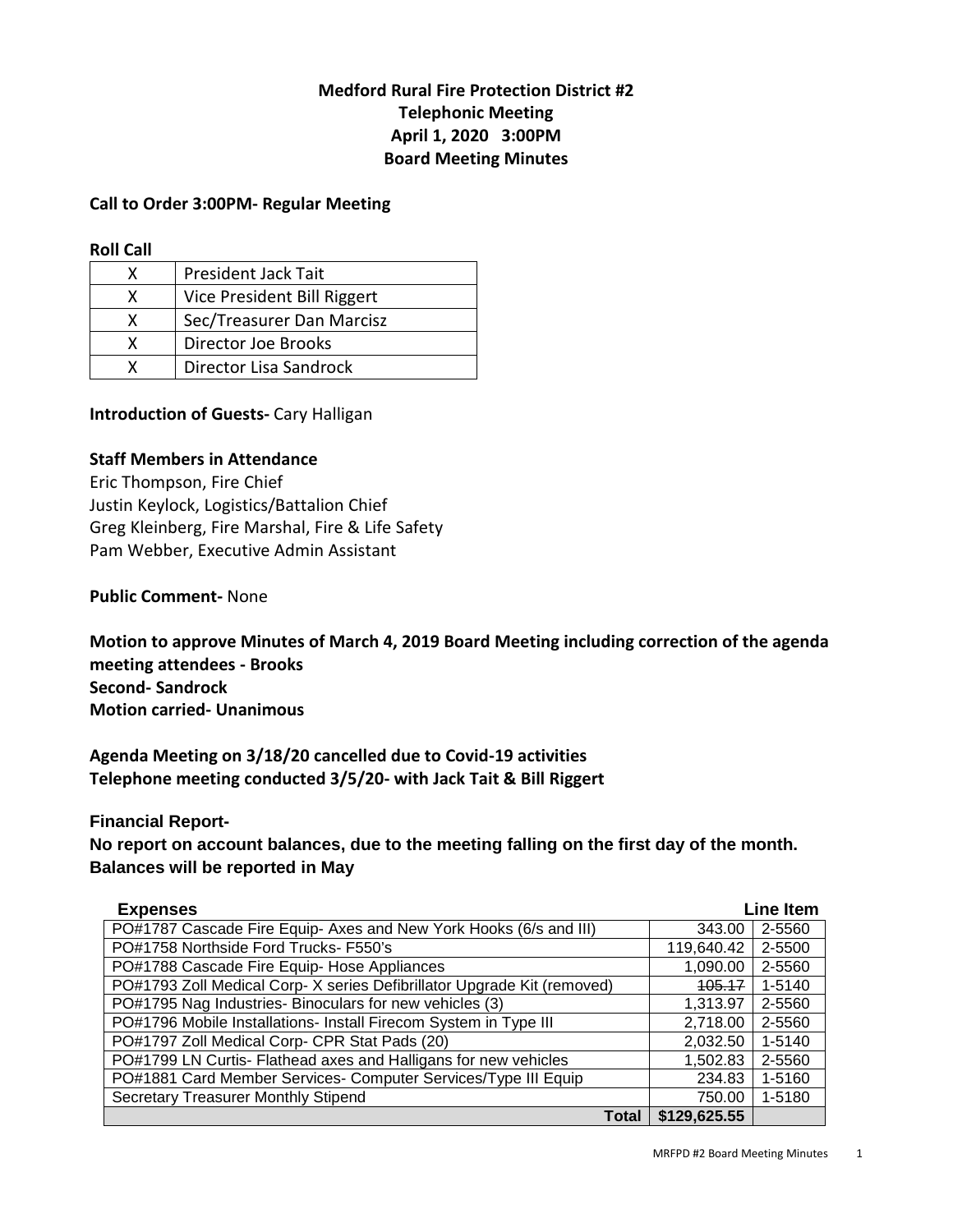# Medford Rural Fire Protection District #2
## Telephonic Meeting
## April 1, 2020 3:00PM
## Board Meeting Minutes

**Call to Order 3:00PM- Regular Meeting**

**Roll Call**

| | |
|---|---|
| X | President Jack Tait |
| X | Vice President Bill Riggert |
| X | Sec/Treasurer Dan Marcisz |
| X | Director Joe Brooks |
| X | Director Lisa Sandrock |

**Introduction of Guests-** Cary Halligan

**Staff Members in Attendance**

Eric Thompson, Fire Chief
Justin Keylock, Logistics/Battalion Chief
Greg Kleinberg, Fire Marshal, Fire & Life Safety
Pam Webber, Executive Admin Assistant

**Public Comment-** None

**Motion to approve Minutes of March 4, 2019 Board Meeting including correction of the agenda meeting attendees - Brooks**
**Second- Sandrock**
**Motion carried- Unanimous**

**Agenda Meeting on 3/18/20 cancelled due to Covid-19 activities**
**Telephone meeting conducted 3/5/20- with Jack Tait & Bill Riggert**

**Financial Report-**

**No report on account balances, due to the meeting falling on the first day of the month. Balances will be reported in May**

| Expenses | | Line Item |
|---|---|---|
| PO#1787 Cascade Fire Equip- Axes and New York Hooks (6/s and III) | 343.00 | 2-5560 |
| PO#1758 Northside Ford Trucks- F550's | 119,640.42 | 2-5500 |
| PO#1788 Cascade Fire Equip- Hose Appliances | 1,090.00 | 2-5560 |
| PO#1793 Zoll Medical Corp- X series Defibrillator Upgrade Kit (removed) | ~~105.17~~ | 1-5140 |
| PO#1795 Nag Industries- Binoculars for new vehicles (3) | 1,313.97 | 2-5560 |
| PO#1796 Mobile Installations- Install Firecom System in Type III | 2,718.00 | 2-5560 |
| PO#1797 Zoll Medical Corp- CPR Stat Pads (20) | 2,032.50 | 1-5140 |
| PO#1799 LN Curtis- Flathead axes and Halligans for new vehicles | 1,502.83 | 2-5560 |
| PO#1881 Card Member Services- Computer Services/Type III Equip | 234.83 | 1-5160 |
| Secretary Treasurer Monthly Stipend | 750.00 | 1-5180 |
| **Total** | **$129,625.55** | |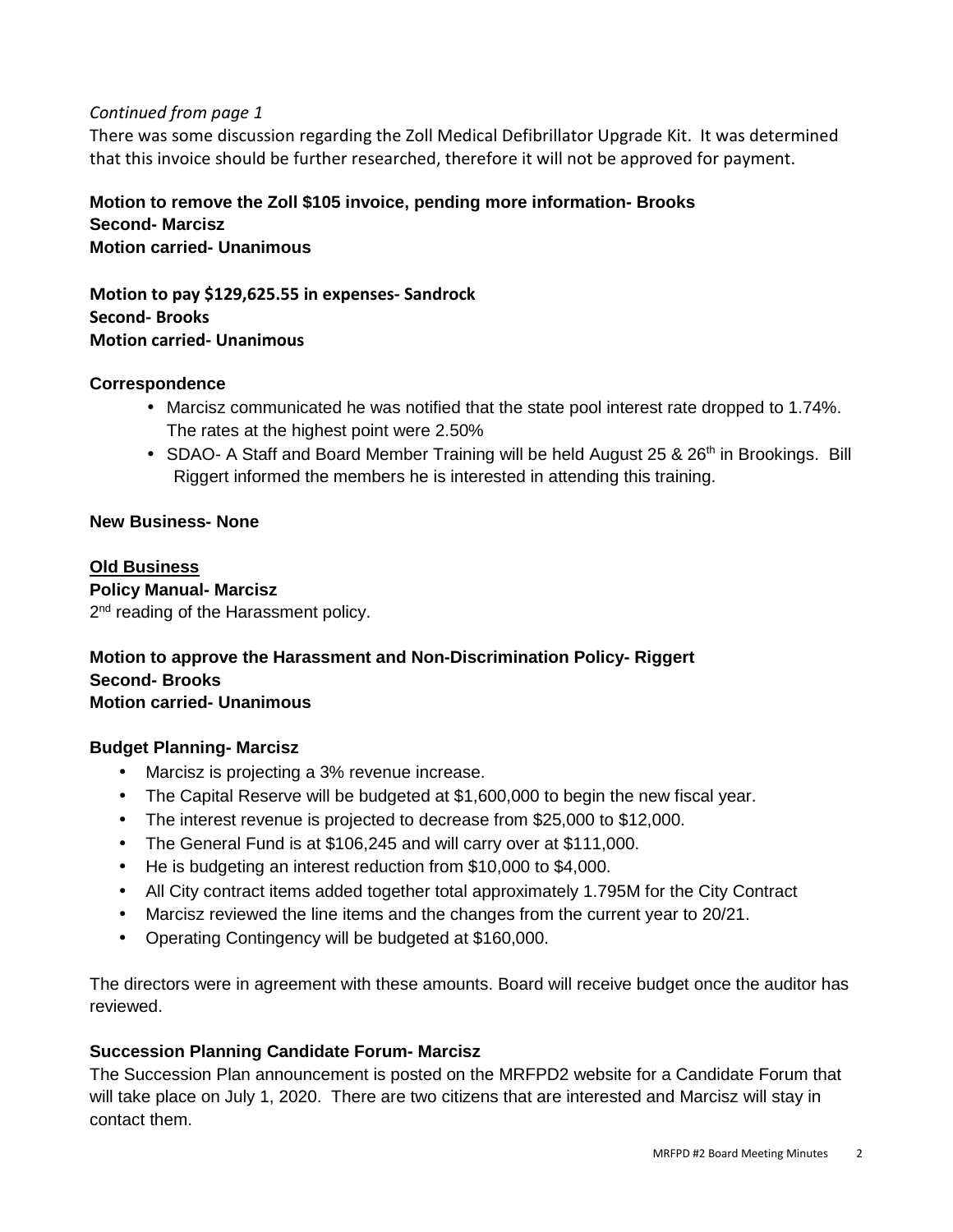*Continued from page 1*

There was some discussion regarding the Zoll Medical Defibrillator Upgrade Kit. It was determined that this invoice should be further researched, therefore it will not be approved for payment.

**Motion to remove the Zoll $105 invoice, pending more information- Brooks**
**Second- Marcisz**
**Motion carried- Unanimous**

**Motion to pay $129,625.55 in expenses- Sandrock**
**Second- Brooks**
**Motion carried- Unanimous**

**Correspondence**

- Marcisz communicated he was notified that the state pool interest rate dropped to 1.74%. The rates at the highest point were 2.50%
- SDAO- A Staff and Board Member Training will be held August 25 & 26th in Brookings. Bill Riggert informed the members he is interested in attending this training.

**New Business- None**

**Old Business**

**Policy Manual- Marcisz**

2nd reading of the Harassment policy.

**Motion to approve the Harassment and Non-Discrimination Policy- Riggert**
**Second- Brooks**
**Motion carried- Unanimous**

**Budget Planning- Marcisz**

- Marcisz is projecting a 3% revenue increase.
- The Capital Reserve will be budgeted at $1,600,000 to begin the new fiscal year.
- The interest revenue is projected to decrease from $25,000 to $12,000.
- The General Fund is at $106,245 and will carry over at $111,000.
- He is budgeting an interest reduction from $10,000 to $4,000.
- All City contract items added together total approximately 1.795M for the City Contract
- Marcisz reviewed the line items and the changes from the current year to 20/21.
- Operating Contingency will be budgeted at $160,000.

The directors were in agreement with these amounts. Board will receive budget once the auditor has reviewed.

**Succession Planning Candidate Forum- Marcisz**

The Succession Plan announcement is posted on the MRFPD2 website for a Candidate Forum that will take place on July 1, 2020. There are two citizens that are interested and Marcisz will stay in contact them.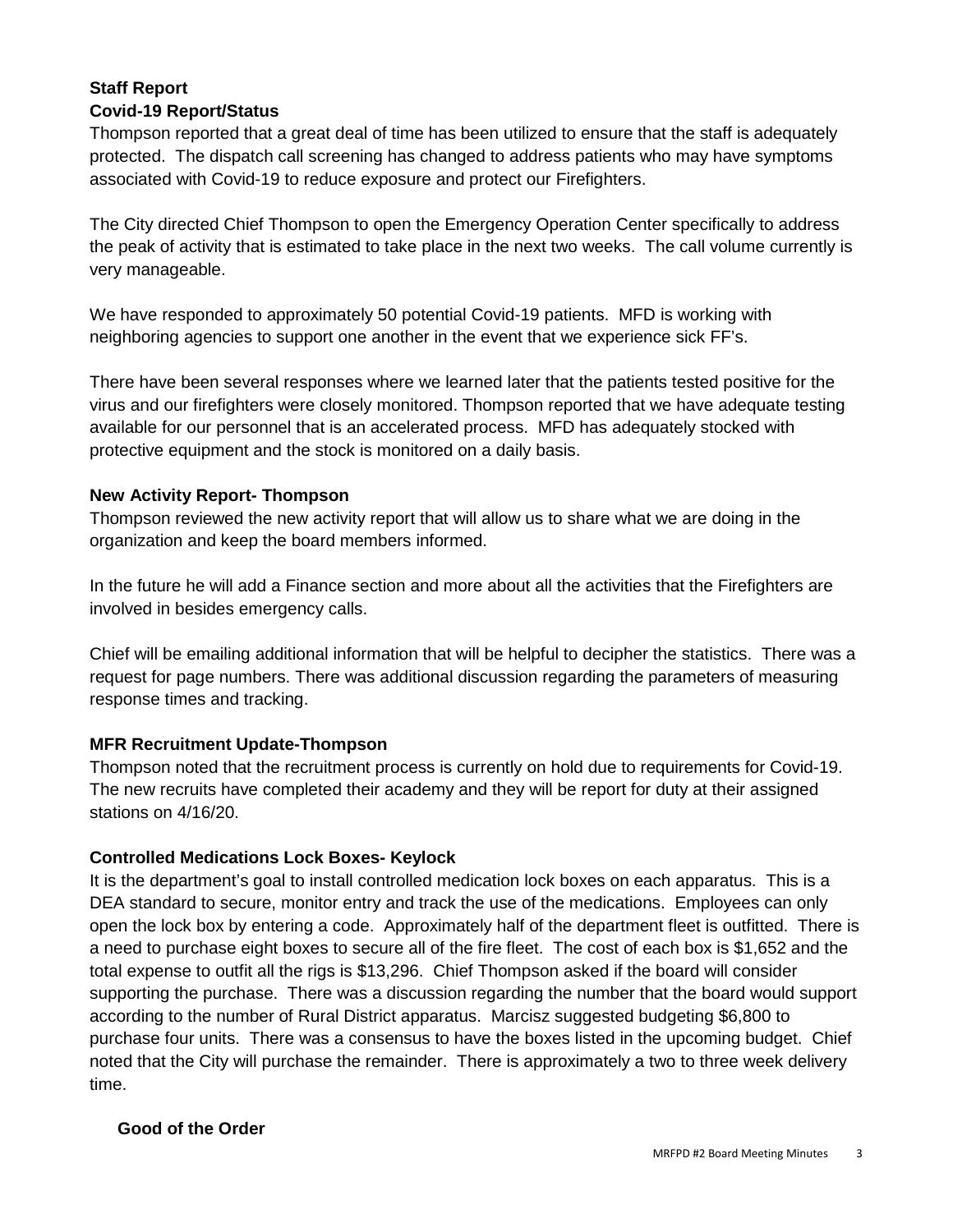## Staff Report

### Covid-19 Report/Status

Thompson reported that a great deal of time has been utilized to ensure that the staff is adequately protected. The dispatch call screening has changed to address patients who may have symptoms associated with Covid-19 to reduce exposure and protect our Firefighters.

The City directed Chief Thompson to open the Emergency Operation Center specifically to address the peak of activity that is estimated to take place in the next two weeks. The call volume currently is very manageable.

We have responded to approximately 50 potential Covid-19 patients. MFD is working with neighboring agencies to support one another in the event that we experience sick FF's.

There have been several responses where we learned later that the patients tested positive for the virus and our firefighters were closely monitored. Thompson reported that we have adequate testing available for our personnel that is an accelerated process. MFD has adequately stocked with protective equipment and the stock is monitored on a daily basis.

### New Activity Report- Thompson

Thompson reviewed the new activity report that will allow us to share what we are doing in the organization and keep the board members informed.

In the future he will add a Finance section and more about all the activities that the Firefighters are involved in besides emergency calls.

Chief will be emailing additional information that will be helpful to decipher the statistics. There was a request for page numbers. There was additional discussion regarding the parameters of measuring response times and tracking.

### MFR Recruitment Update-Thompson

Thompson noted that the recruitment process is currently on hold due to requirements for Covid-19. The new recruits have completed their academy and they will be report for duty at their assigned stations on 4/16/20.

### Controlled Medications Lock Boxes- Keylock

It is the department's goal to install controlled medication lock boxes on each apparatus. This is a DEA standard to secure, monitor entry and track the use of the medications. Employees can only open the lock box by entering a code. Approximately half of the department fleet is outfitted. There is a need to purchase eight boxes to secure all of the fire fleet. The cost of each box is $1,652 and the total expense to outfit all the rigs is $13,296. Chief Thompson asked if the board will consider supporting the purchase. There was a discussion regarding the number that the board would support according to the number of Rural District apparatus. Marcisz suggested budgeting $6,800 to purchase four units. There was a consensus to have the boxes listed in the upcoming budget. Chief noted that the City will purchase the remainder. There is approximately a two to three week delivery time.

### Good of the Order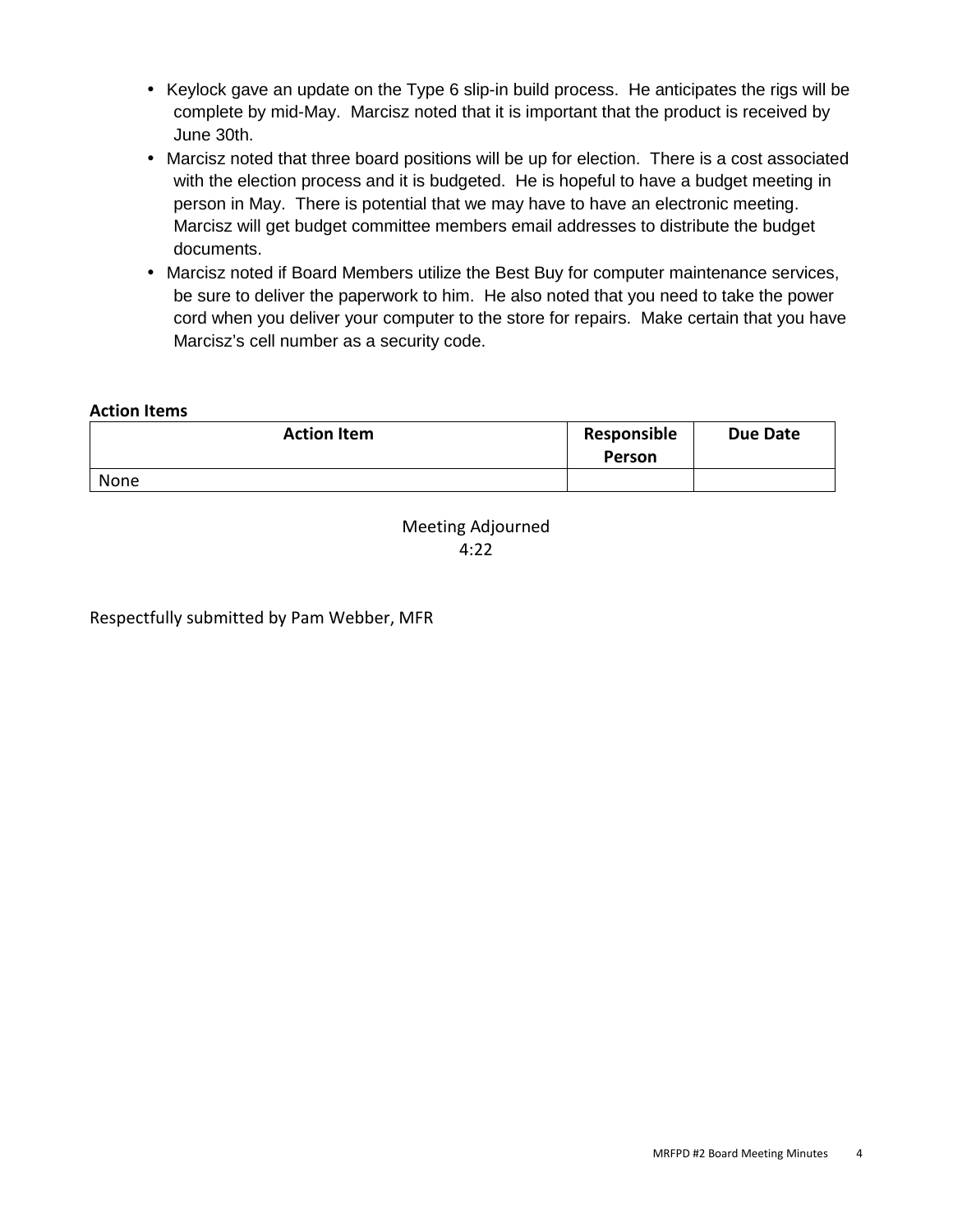- Keylock gave an update on the Type 6 slip-in build process. He anticipates the rigs will be complete by mid-May. Marcisz noted that it is important that the product is received by June 30th.
- Marcisz noted that three board positions will be up for election. There is a cost associated with the election process and it is budgeted. He is hopeful to have a budget meeting in person in May. There is potential that we may have to have an electronic meeting. Marcisz will get budget committee members email addresses to distribute the budget documents.
- Marcisz noted if Board Members utilize the Best Buy for computer maintenance services, be sure to deliver the paperwork to him. He also noted that you need to take the power cord when you deliver your computer to the store for repairs. Make certain that you have Marcisz's cell number as a security code.

**Action Items**

| Action Item | Responsible Person | Due Date |
|---|---|---|
| None | | |

Meeting Adjourned
4:22

Respectfully submitted by Pam Webber, MFR